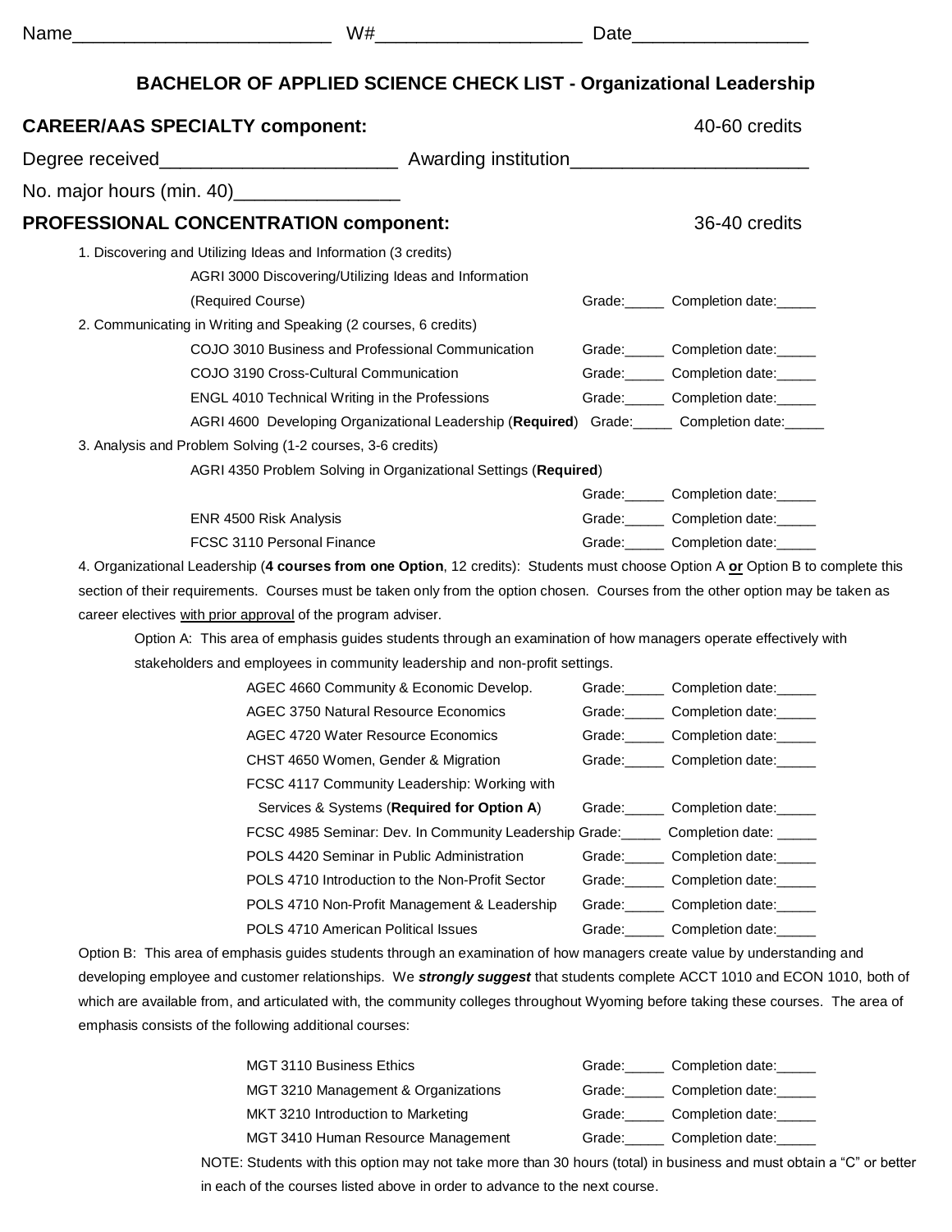Name_________________________ W#___________________ Date________________

## BACHELOR OF APPLIED SCIENCE CHECK LIST - Organizational Leadership

**CAREER/AAS SPECIALTY component:** 40-60 credits

Degree received______________________ Awarding institution______________________

No. major hours (min. 40)________________

**PROFESSIONAL CONCENTRATION component:** 36-40 credits

1. Discovering and Utilizing Ideas and Information (3 credits)
   - AGRI 3000 Discovering/Utilizing Ideas and Information (Required Course) Grade:_____ Completion date:_____
2. Communicating in Writing and Speaking (2 courses, 6 credits)
   - COJO 3010 Business and Professional Communication Grade:_____ Completion date:_____
   - COJO 3190 Cross-Cultural Communication Grade:_____ Completion date:_____
   - ENGL 4010 Technical Writing in the Professions Grade:_____ Completion date:_____
   - AGRI 4600 Developing Organizational Leadership (**Required**) Grade:_____ Completion date:_____
3. Analysis and Problem Solving (1-2 courses, 3-6 credits)
   - AGRI 4350 Problem Solving in Organizational Settings (**Required**) Grade:_____ Completion date:_____
   - ENR 4500 Risk Analysis Grade:_____ Completion date:_____
   - FCSC 3110 Personal Finance Grade:_____ Completion date:_____
4. Organizational Leadership (**4 courses from one Option**, 12 credits): Students must choose Option A **or** Option B to complete this section of their requirements. Courses must be taken only from the option chosen. Courses from the other option may be taken as career electives with prior approval of the program adviser.

   Option A: This area of emphasis guides students through an examination of how managers operate effectively with stakeholders and employees in community leadership and non-profit settings.

   - AGEC 4660 Community & Economic Develop. Grade:_____ Completion date:_____
   - AGEC 3750 Natural Resource Economics Grade:_____ Completion date:_____
   - AGEC 4720 Water Resource Economics Grade:_____ Completion date:_____
   - CHST 4650 Women, Gender & Migration Grade:_____ Completion date:_____
   - FCSC 4117 Community Leadership: Working with Services & Systems (**Required for Option A**) Grade:_____ Completion date:_____
   - FCSC 4985 Seminar: Dev. In Community Leadership Grade:_____ Completion date: _____
   - POLS 4420 Seminar in Public Administration Grade:_____ Completion date:_____
   - POLS 4710 Introduction to the Non-Profit Sector Grade:_____ Completion date:_____
   - POLS 4710 Non-Profit Management & Leadership Grade:_____ Completion date:_____
   - POLS 4710 American Political Issues Grade:_____ Completion date:_____

Option B: This area of emphasis guides students through an examination of how managers create value by understanding and developing employee and customer relationships. We ***strongly suggest*** that students complete ACCT 1010 and ECON 1010, both of which are available from, and articulated with, the community colleges throughout Wyoming before taking these courses. The area of emphasis consists of the following additional courses:

- MGT 3110 Business Ethics Grade:_____ Completion date:_____
- MGT 3210 Management & Organizations Grade:_____ Completion date:_____
- MKT 3210 Introduction to Marketing Grade:_____ Completion date:_____
- MGT 3410 Human Resource Management Grade:_____ Completion date:_____

NOTE: Students with this option may not take more than 30 hours (total) in business and must obtain a "C" or better in each of the courses listed above in order to advance to the next course.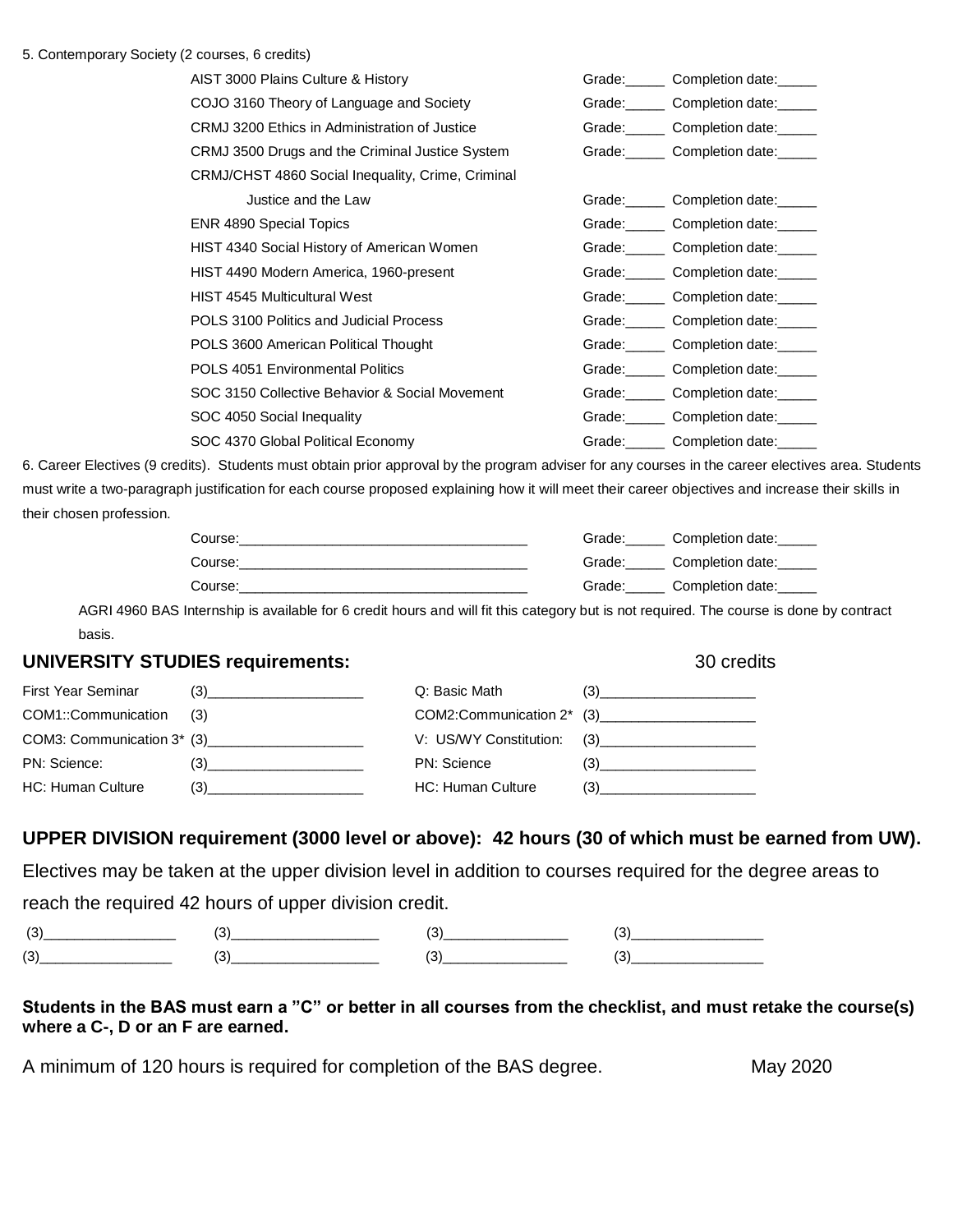5. Contemporary Society (2 courses, 6 credits)

| | | |
|---|---|---|
| AIST 3000 Plains Culture & History | Grade:_____ | Completion date:_____ |
| COJO 3160 Theory of Language and Society | Grade:_____ | Completion date:_____ |
| CRMJ 3200 Ethics in Administration of Justice | Grade:_____ | Completion date:_____ |
| CRMJ 3500 Drugs and the Criminal Justice System | Grade:_____ | Completion date:_____ |
| CRMJ/CHST 4860 Social Inequality, Crime, Criminal Justice and the Law | Grade:_____ | Completion date:_____ |
| ENR 4890 Special Topics | Grade:_____ | Completion date:_____ |
| HIST 4340 Social History of American Women | Grade:_____ | Completion date:_____ |
| HIST 4490 Modern America, 1960-present | Grade:_____ | Completion date:_____ |
| HIST 4545 Multicultural West | Grade:_____ | Completion date:_____ |
| POLS 3100 Politics and Judicial Process | Grade:_____ | Completion date:_____ |
| POLS 3600 American Political Thought | Grade:_____ | Completion date:_____ |
| POLS 4051 Environmental Politics | Grade:_____ | Completion date:_____ |
| SOC 3150 Collective Behavior & Social Movement | Grade:_____ | Completion date:_____ |
| SOC 4050 Social Inequality | Grade:_____ | Completion date:_____ |
| SOC 4370 Global Political Economy | Grade:_____ | Completion date:_____ |

6. Career Electives (9 credits). Students must obtain prior approval by the program adviser for any courses in the career electives area. Students must write a two-paragraph justification for each course proposed explaining how it will meet their career objectives and increase their skills in their chosen profession.

| | | |
|---|---|---|
| Course:_____________________________________ | Grade:_____ | Completion date:_____ |
| Course:_____________________________________ | Grade:_____ | Completion date:_____ |
| Course:_____________________________________ | Grade:_____ | Completion date:_____ |

AGRI 4960 BAS Internship is available for 6 credit hours and will fit this category but is not required. The course is done by contract basis.

## UNIVERSITY STUDIES requirements: 30 credits

| | | | |
|---|---|---|---|
| First Year Seminar | (3)____________________ | Q: Basic Math | (3)____________________ |
| COM1::Communication | (3) | COM2:Communication 2* | (3)____________________ |
| COM3: Communication 3* | (3)____________________ | V: US/WY Constitution: | (3)____________________ |
| PN: Science: | (3)____________________ | PN: Science | (3)____________________ |
| HC: Human Culture | (3)____________________ | HC: Human Culture | (3)____________________ |

## UPPER DIVISION requirement (3000 level or above): 42 hours (30 of which must be earned from UW).

Electives may be taken at the upper division level in addition to courses required for the degree areas to reach the required 42 hours of upper division credit.

| | | | |
|---|---|---|---|
| (3)_________________ | (3)___________________ | (3)________________ | (3)_________________ |
| (3)_________________ | (3)___________________ | (3)________________ | (3)_________________ |

**Students in the BAS must earn a "C" or better in all courses from the checklist, and must retake the course(s) where a C-, D or an F are earned.**

A minimum of 120 hours is required for completion of the BAS degree. May 2020